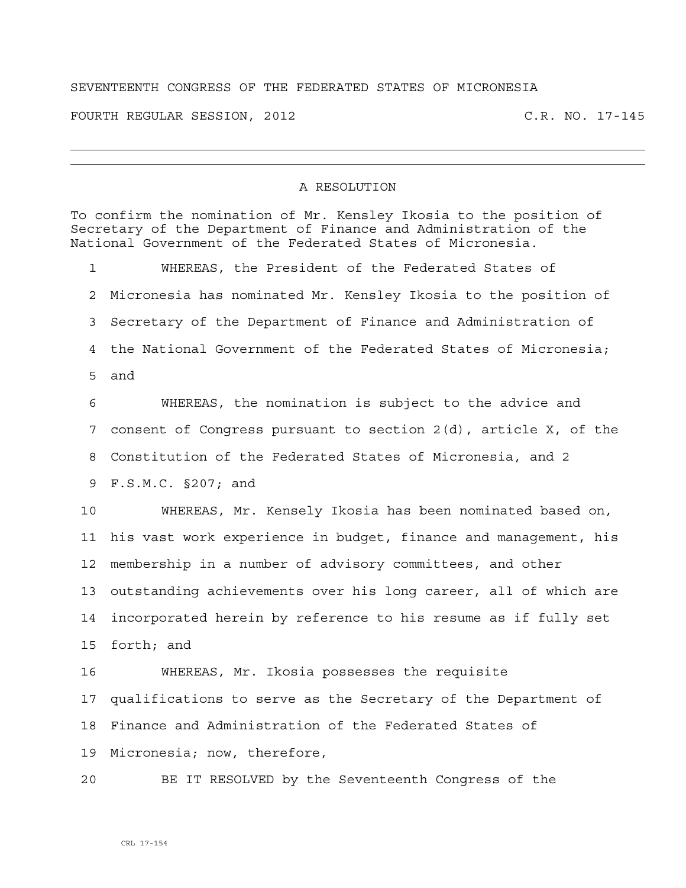SEVENTEENTH CONGRESS OF THE FEDERATED STATES OF MICRONESIA

FOURTH REGULAR SESSION, 2012 C.R. NO. 17-145

---

## A RESOLUTION

To confirm the nomination of Mr. Kensley Ikosia to the position of Secretary of the Department of Finance and Administration of the National Government of the Federated States of Micronesia.

1 WHEREAS, the President of the Federated States of
2 Micronesia has nominated Mr. Kensley Ikosia to the position of
3 Secretary of the Department of Finance and Administration of
4 the National Government of the Federated States of Micronesia;
5 and

6 WHEREAS, the nomination is subject to the advice and
7 consent of Congress pursuant to section 2(d), article X, of the
8 Constitution of the Federated States of Micronesia, and 2
9 F.S.M.C. §207; and

10 WHEREAS, Mr. Kensely Ikosia has been nominated based on,
11 his vast work experience in budget, finance and management, his
12 membership in a number of advisory committees, and other
13 outstanding achievements over his long career, all of which are
14 incorporated herein by reference to his resume as if fully set
15 forth; and

16 WHEREAS, Mr. Ikosia possesses the requisite
17 qualifications to serve as the Secretary of the Department of
18 Finance and Administration of the Federated States of
19 Micronesia; now, therefore,

20 BE IT RESOLVED by the Seventeenth Congress of the

CRL 17-154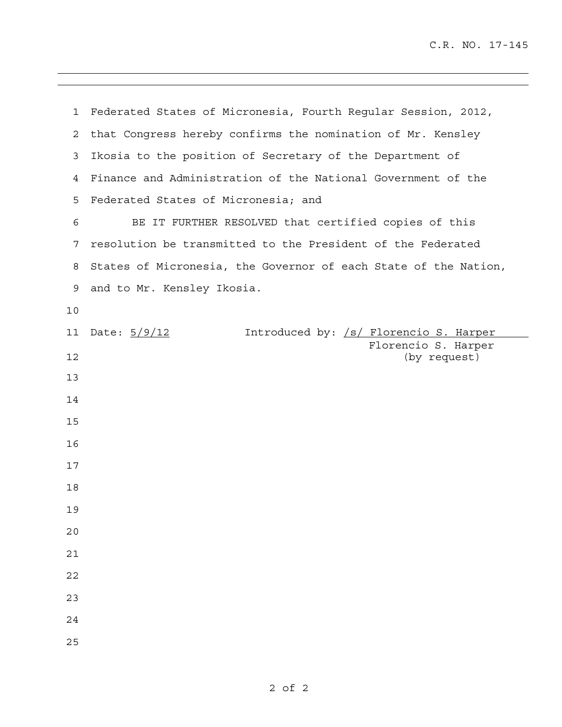Federated States of Micronesia, Fourth Regular Session, 2012, that Congress hereby confirms the nomination of Mr. Kensley Ikosia to the position of Secretary of the Department of Finance and Administration of the National Government of the Federated States of Micronesia; and

BE IT FURTHER RESOLVED that certified copies of this resolution be transmitted to the President of the Federated States of Micronesia, the Governor of each State of the Nation, and to Mr. Kensley Ikosia.

Date: 5/9/12

Introduced by: /s/ Florencio S. Harper
Florencio S. Harper
(by request)